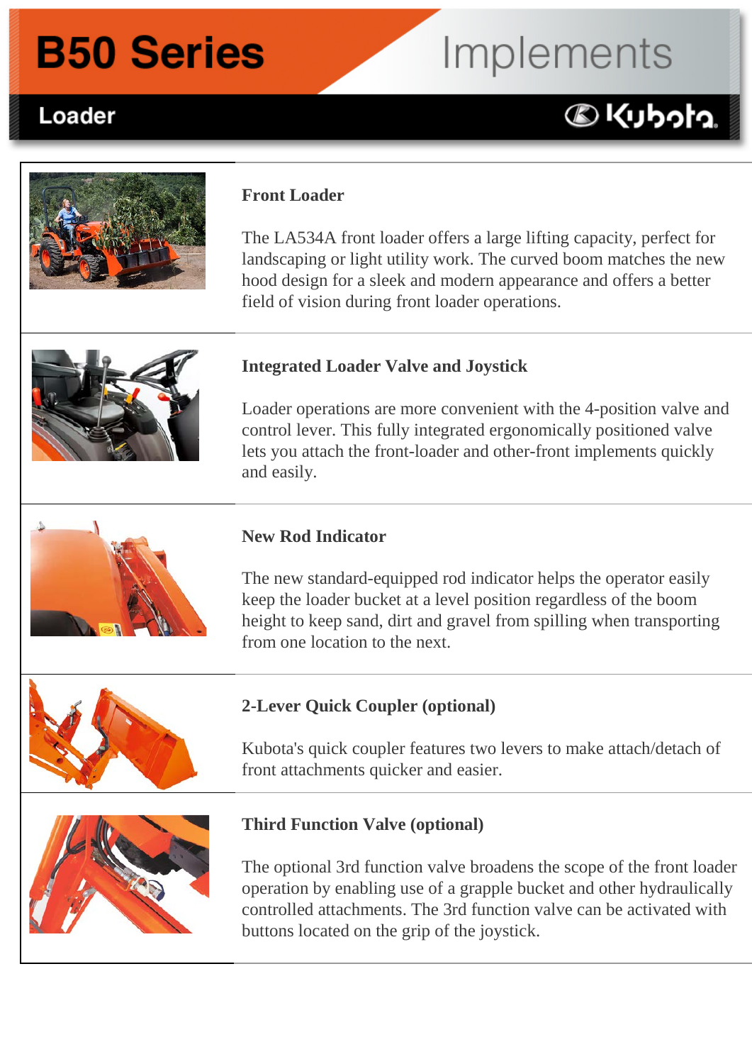# B50 Series Implements

## Loader

### Front Loader

The LA534A front loader offers a large lifting capacity, perfect for landscaping or light utility work. The curved boom matches the new hood design for a sleek and modern appearance and offers a better field of vision during front loader operations.

### Integrated Loader Valve and Joystick

Loader operations are more convenient with the 4-position valve and control lever. This fully integrated ergonomically positioned valve lets you attach the front-loader and other-front implements quickly and easily.

### New Rod Indicator

The new standard-equipped rod indicator helps the operator easily keep the loader bucket at a level position regardless of the boom height to keep sand, dirt and gravel from spilling when transporting from one location to the next.

### 2-Lever Quick Coupler (optional)

Kubota's quick coupler features two levers to make attach/detach of front attachments quicker and easier.

### Third Function Valve (optional)

The optional 3rd function valve broadens the scope of the front loader operation by enabling use of a grapple bucket and other hydraulically controlled attachments. The 3rd function valve can be activated with buttons located on the grip of the joystick.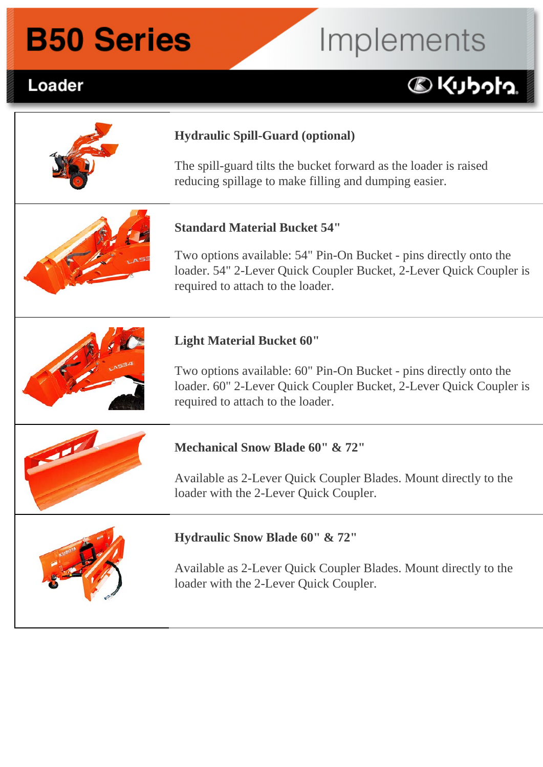# B50 Series Implements

## Loader

### Hydraulic Spill-Guard (optional)

The spill-guard tilts the bucket forward as the loader is raised reducing spillage to make filling and dumping easier.

### Standard Material Bucket 54"

Two options available: 54" Pin-On Bucket - pins directly onto the loader. 54" 2-Lever Quick Coupler Bucket, 2-Lever Quick Coupler is required to attach to the loader.

### Light Material Bucket 60"

Two options available: 60" Pin-On Bucket - pins directly onto the loader. 60" 2-Lever Quick Coupler Bucket, 2-Lever Quick Coupler is required to attach to the loader.

### Mechanical Snow Blade 60" & 72"

Available as 2-Lever Quick Coupler Blades. Mount directly to the loader with the 2-Lever Quick Coupler.

### Hydraulic Snow Blade 60" & 72"

Available as 2-Lever Quick Coupler Blades. Mount directly to the loader with the 2-Lever Quick Coupler.